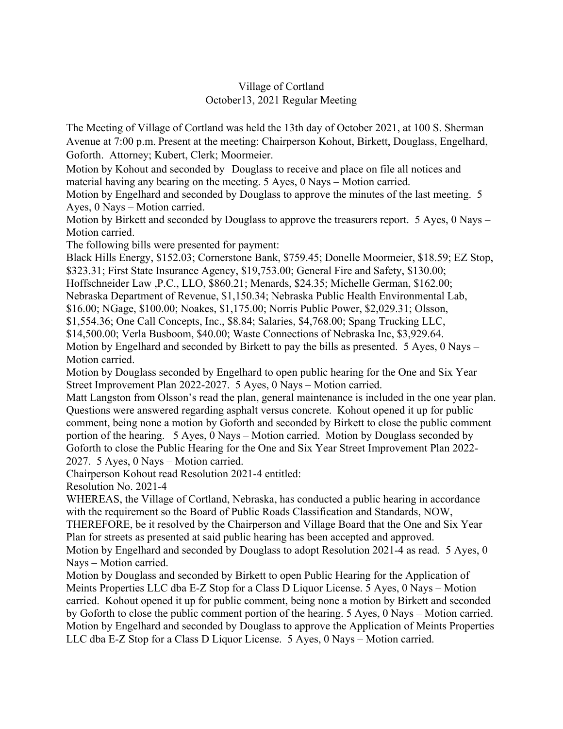# Village of Cortland
## October13, 2021 Regular Meeting

The Meeting of Village of Cortland was held the 13th day of October 2021, at 100 S. Sherman Avenue at 7:00 p.m. Present at the meeting: Chairperson Kohout, Birkett, Douglass, Engelhard, Goforth. Attorney; Kubert, Clerk; Moormeier.

Motion by Kohout and seconded by Douglass to receive and place on file all notices and material having any bearing on the meeting. 5 Ayes, 0 Nays – Motion carried.

Motion by Engelhard and seconded by Douglass to approve the minutes of the last meeting. 5 Ayes, 0 Nays – Motion carried.

Motion by Birkett and seconded by Douglass to approve the treasurers report. 5 Ayes, 0 Nays – Motion carried.

The following bills were presented for payment:

Black Hills Energy, $152.03; Cornerstone Bank, $759.45; Donelle Moormeier, $18.59; EZ Stop, $323.31; First State Insurance Agency, $19,753.00; General Fire and Safety, $130.00; Hoffschneider Law ,P.C., LLO, $860.21; Menards, $24.35; Michelle German, $162.00; Nebraska Department of Revenue, $1,150.34; Nebraska Public Health Environmental Lab, $16.00; NGage, $100.00; Noakes, $1,175.00; Norris Public Power, $2,029.31; Olsson, $1,554.36; One Call Concepts, Inc., $8.84; Salaries, $4,768.00; Spang Trucking LLC, $14,500.00; Verla Busboom, $40.00; Waste Connections of Nebraska Inc, $3,929.64.

Motion by Engelhard and seconded by Birkett to pay the bills as presented. 5 Ayes, 0 Nays – Motion carried.

Motion by Douglass seconded by Engelhard to open public hearing for the One and Six Year Street Improvement Plan 2022-2027. 5 Ayes, 0 Nays – Motion carried.

Matt Langston from Olsson's read the plan, general maintenance is included in the one year plan. Questions were answered regarding asphalt versus concrete. Kohout opened it up for public comment, being none a motion by Goforth and seconded by Birkett to close the public comment portion of the hearing. 5 Ayes, 0 Nays – Motion carried. Motion by Douglass seconded by Goforth to close the Public Hearing for the One and Six Year Street Improvement Plan 2022-2027. 5 Ayes, 0 Nays – Motion carried.

Chairperson Kohout read Resolution 2021-4 entitled:

Resolution No. 2021-4

WHEREAS, the Village of Cortland, Nebraska, has conducted a public hearing in accordance with the requirement so the Board of Public Roads Classification and Standards, NOW, THEREFORE, be it resolved by the Chairperson and Village Board that the One and Six Year Plan for streets as presented at said public hearing has been accepted and approved.

Motion by Engelhard and seconded by Douglass to adopt Resolution 2021-4 as read. 5 Ayes, 0 Nays – Motion carried.

Motion by Douglass and seconded by Birkett to open Public Hearing for the Application of Meints Properties LLC dba E-Z Stop for a Class D Liquor License. 5 Ayes, 0 Nays – Motion carried. Kohout opened it up for public comment, being none a motion by Birkett and seconded by Goforth to close the public comment portion of the hearing. 5 Ayes, 0 Nays – Motion carried. Motion by Engelhard and seconded by Douglass to approve the Application of Meints Properties LLC dba E-Z Stop for a Class D Liquor License. 5 Ayes, 0 Nays – Motion carried.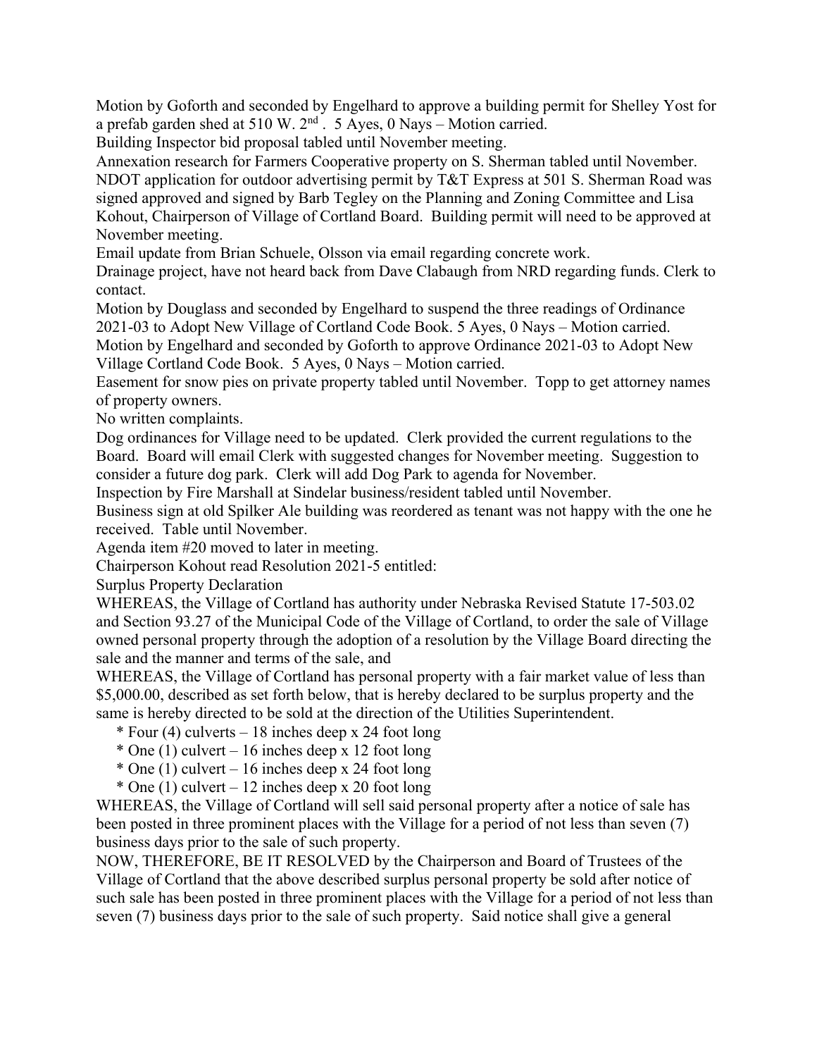Motion by Goforth and seconded by Engelhard to approve a building permit for Shelley Yost for a prefab garden shed at 510 W. 2nd . 5 Ayes, 0 Nays – Motion carried.

Building Inspector bid proposal tabled until November meeting.

Annexation research for Farmers Cooperative property on S. Sherman tabled until November.

NDOT application for outdoor advertising permit by T&T Express at 501 S. Sherman Road was signed approved and signed by Barb Tegley on the Planning and Zoning Committee and Lisa Kohout, Chairperson of Village of Cortland Board. Building permit will need to be approved at November meeting.

Email update from Brian Schuele, Olsson via email regarding concrete work.

Drainage project, have not heard back from Dave Clabaugh from NRD regarding funds. Clerk to contact.

Motion by Douglass and seconded by Engelhard to suspend the three readings of Ordinance 2021-03 to Adopt New Village of Cortland Code Book. 5 Ayes, 0 Nays – Motion carried.

Motion by Engelhard and seconded by Goforth to approve Ordinance 2021-03 to Adopt New Village Cortland Code Book. 5 Ayes, 0 Nays – Motion carried.

Easement for snow pies on private property tabled until November. Topp to get attorney names of property owners.

No written complaints.

Dog ordinances for Village need to be updated. Clerk provided the current regulations to the Board. Board will email Clerk with suggested changes for November meeting. Suggestion to consider a future dog park. Clerk will add Dog Park to agenda for November.

Inspection by Fire Marshall at Sindelar business/resident tabled until November.

Business sign at old Spilker Ale building was reordered as tenant was not happy with the one he received. Table until November.

Agenda item #20 moved to later in meeting.

Chairperson Kohout read Resolution 2021-5 entitled:

Surplus Property Declaration

WHEREAS, the Village of Cortland has authority under Nebraska Revised Statute 17-503.02 and Section 93.27 of the Municipal Code of the Village of Cortland, to order the sale of Village owned personal property through the adoption of a resolution by the Village Board directing the sale and the manner and terms of the sale, and

WHEREAS, the Village of Cortland has personal property with a fair market value of less than $5,000.00, described as set forth below, that is hereby declared to be surplus property and the same is hereby directed to be sold at the direction of the Utilities Superintendent.

- Four (4) culverts – 18 inches deep x 24 foot long
- One (1) culvert – 16 inches deep x 12 foot long
- One (1) culvert – 16 inches deep x 24 foot long
- One (1) culvert – 12 inches deep x 20 foot long

WHEREAS, the Village of Cortland will sell said personal property after a notice of sale has been posted in three prominent places with the Village for a period of not less than seven (7) business days prior to the sale of such property.

NOW, THEREFORE, BE IT RESOLVED by the Chairperson and Board of Trustees of the Village of Cortland that the above described surplus personal property be sold after notice of such sale has been posted in three prominent places with the Village for a period of not less than seven (7) business days prior to the sale of such property. Said notice shall give a general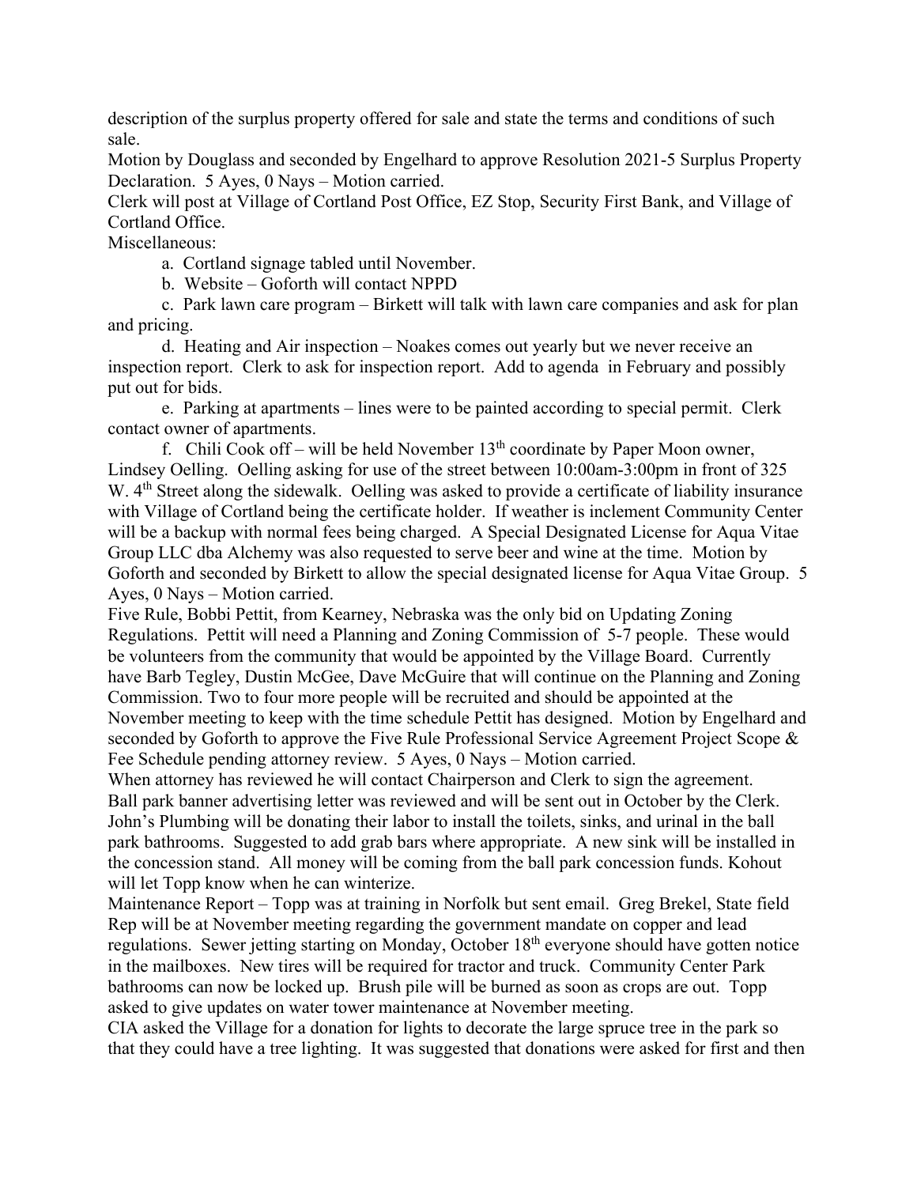description of the surplus property offered for sale and state the terms and conditions of such sale.

Motion by Douglass and seconded by Engelhard to approve Resolution 2021-5 Surplus Property Declaration. 5 Ayes, 0 Nays – Motion carried.

Clerk will post at Village of Cortland Post Office, EZ Stop, Security First Bank, and Village of Cortland Office.

Miscellaneous:

a. Cortland signage tabled until November.

b. Website – Goforth will contact NPPD

c. Park lawn care program – Birkett will talk with lawn care companies and ask for plan and pricing.

d. Heating and Air inspection – Noakes comes out yearly but we never receive an inspection report. Clerk to ask for inspection report. Add to agenda in February and possibly put out for bids.

e. Parking at apartments – lines were to be painted according to special permit. Clerk contact owner of apartments.

f. Chili Cook off – will be held November 13th coordinate by Paper Moon owner, Lindsey Oelling. Oelling asking for use of the street between 10:00am-3:00pm in front of 325 W. 4th Street along the sidewalk. Oelling was asked to provide a certificate of liability insurance with Village of Cortland being the certificate holder. If weather is inclement Community Center will be a backup with normal fees being charged. A Special Designated License for Aqua Vitae Group LLC dba Alchemy was also requested to serve beer and wine at the time. Motion by Goforth and seconded by Birkett to allow the special designated license for Aqua Vitae Group. 5 Ayes, 0 Nays – Motion carried.

Five Rule, Bobbi Pettit, from Kearney, Nebraska was the only bid on Updating Zoning Regulations. Pettit will need a Planning and Zoning Commission of 5-7 people. These would be volunteers from the community that would be appointed by the Village Board. Currently have Barb Tegley, Dustin McGee, Dave McGuire that will continue on the Planning and Zoning Commission. Two to four more people will be recruited and should be appointed at the November meeting to keep with the time schedule Pettit has designed. Motion by Engelhard and seconded by Goforth to approve the Five Rule Professional Service Agreement Project Scope & Fee Schedule pending attorney review. 5 Ayes, 0 Nays – Motion carried.

When attorney has reviewed he will contact Chairperson and Clerk to sign the agreement.

Ball park banner advertising letter was reviewed and will be sent out in October by the Clerk.

John's Plumbing will be donating their labor to install the toilets, sinks, and urinal in the ball park bathrooms. Suggested to add grab bars where appropriate. A new sink will be installed in the concession stand. All money will be coming from the ball park concession funds. Kohout will let Topp know when he can winterize.

Maintenance Report – Topp was at training in Norfolk but sent email. Greg Brekel, State field Rep will be at November meeting regarding the government mandate on copper and lead regulations. Sewer jetting starting on Monday, October 18th everyone should have gotten notice in the mailboxes. New tires will be required for tractor and truck. Community Center Park bathrooms can now be locked up. Brush pile will be burned as soon as crops are out. Topp asked to give updates on water tower maintenance at November meeting.

CIA asked the Village for a donation for lights to decorate the large spruce tree in the park so that they could have a tree lighting. It was suggested that donations were asked for first and then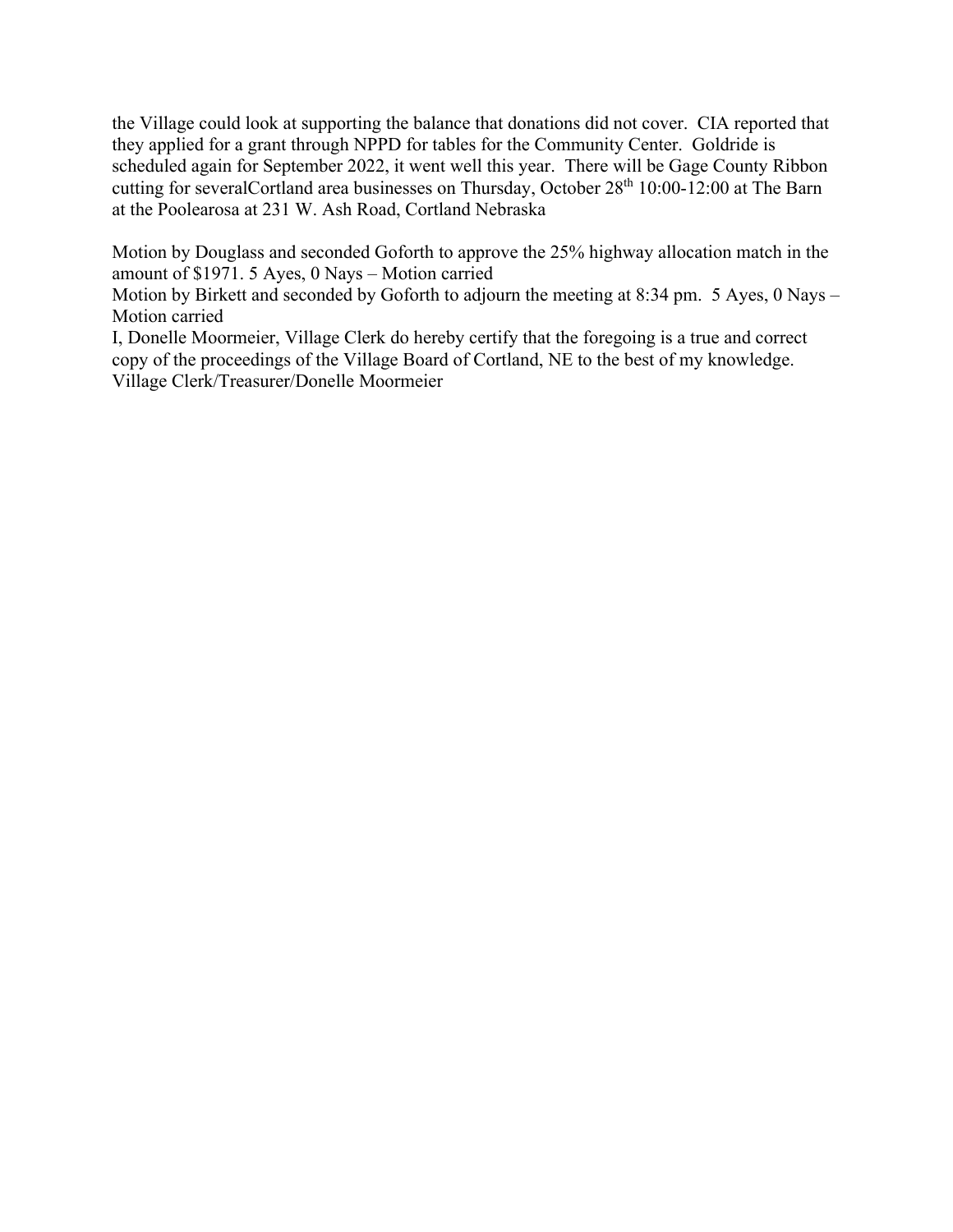the Village could look at supporting the balance that donations did not cover. CIA reported that they applied for a grant through NPPD for tables for the Community Center. Goldride is scheduled again for September 2022, it went well this year. There will be Gage County Ribbon cutting for severalCortland area businesses on Thursday, October 28th 10:00-12:00 at The Barn at the Poolearosa at 231 W. Ash Road, Cortland Nebraska

Motion by Douglass and seconded Goforth to approve the 25% highway allocation match in the amount of $1971. 5 Ayes, 0 Nays – Motion carried
Motion by Birkett and seconded by Goforth to adjourn the meeting at 8:34 pm. 5 Ayes, 0 Nays – Motion carried
I, Donelle Moormeier, Village Clerk do hereby certify that the foregoing is a true and correct copy of the proceedings of the Village Board of Cortland, NE to the best of my knowledge.
Village Clerk/Treasurer/Donelle Moormeier